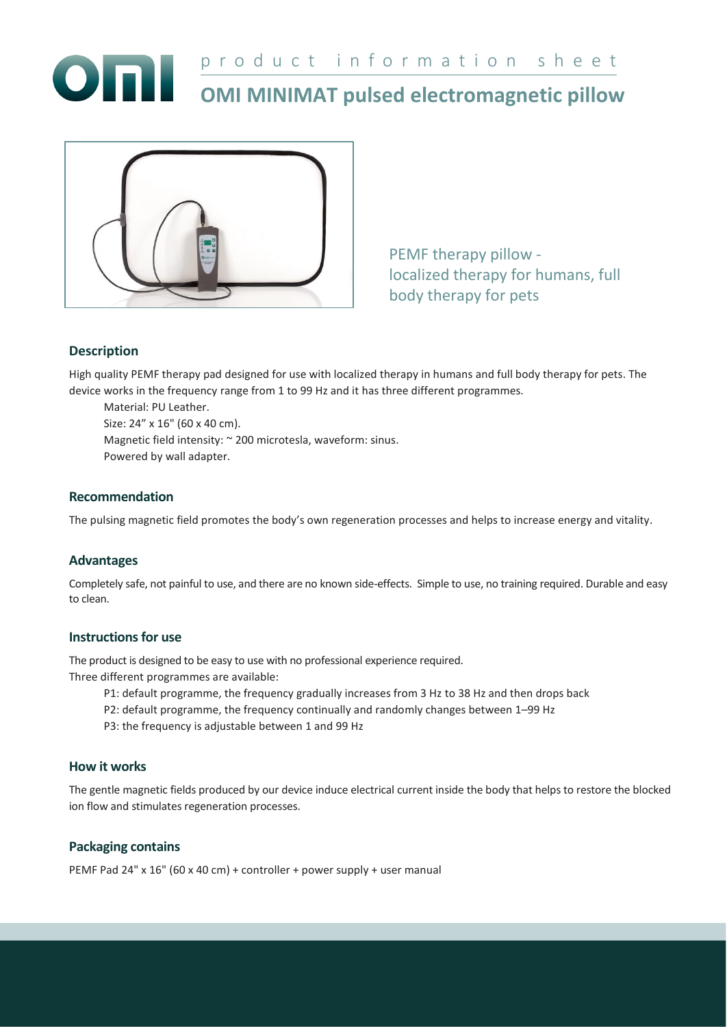product information sheet

# OMI MINIMAT pulsed electromagnetic pillow

PEMF therapy pillow - localized therapy for humans, full body therapy for pets

## Description

High quality PEMF therapy pad designed for use with localized therapy in humans and full body therapy for pets. The device works in the frequency range from 1 to 99 Hz and it has three different programmes.

Material: PU Leather.
Size: 24" x 16" (60 x 40 cm).
Magnetic field intensity: ~ 200 microtesla, waveform: sinus.
Powered by wall adapter.

## Recommendation

The pulsing magnetic field promotes the body's own regeneration processes and helps to increase energy and vitality.

## Advantages

Completely safe, not painful to use, and there are no known side-effects. Simple to use, no training required. Durable and easy to clean.

## Instructions for use

The product is designed to be easy to use with no professional experience required.
Three different programmes are available:

- P1: default programme, the frequency gradually increases from 3 Hz to 38 Hz and then drops back
- P2: default programme, the frequency continually and randomly changes between 1–99 Hz
- P3: the frequency is adjustable between 1 and 99 Hz

## How it works

The gentle magnetic fields produced by our device induce electrical current inside the body that helps to restore the blocked ion flow and stimulates regeneration processes.

## Packaging contains

PEMF Pad 24" x 16" (60 x 40 cm) + controller + power supply + user manual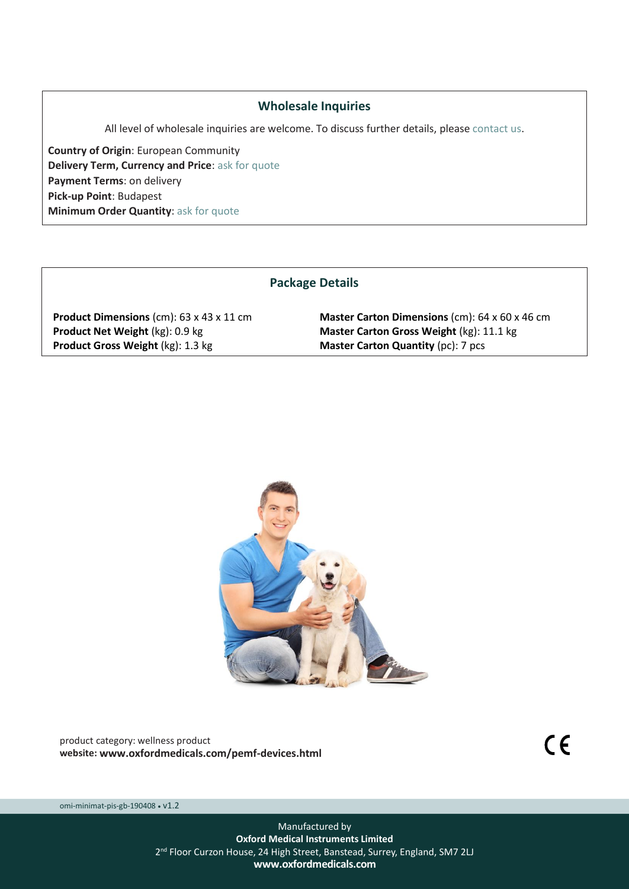## Wholesale Inquiries

All level of wholesale inquiries are welcome. To discuss further details, please contact us.

**Country of Origin**: European Community
**Delivery Term, Currency and Price**: ask for quote
**Payment Terms**: on delivery
**Pick-up Point**: Budapest
**Minimum Order Quantity**: ask for quote

## Package Details

**Product Dimensions** (cm): 63 x 43 x 11 cm
**Product Net Weight** (kg): 0.9 kg
**Product Gross Weight** (kg): 1.3 kg

**Master Carton Dimensions** (cm): 64 x 60 x 46 cm
**Master Carton Gross Weight** (kg): 11.1 kg
**Master Carton Quantity** (pc): 7 pcs

product category: wellness product
**website: www.oxfordmedicals.com/pemf-devices.html**

CE

omi-minimat-pis-gb-190408 • v1.2

Manufactured by
**Oxford Medical Instruments Limited**
2nd Floor Curzon House, 24 High Street, Banstead, Surrey, England, SM7 2LJ
**www.oxfordmedicals.com**